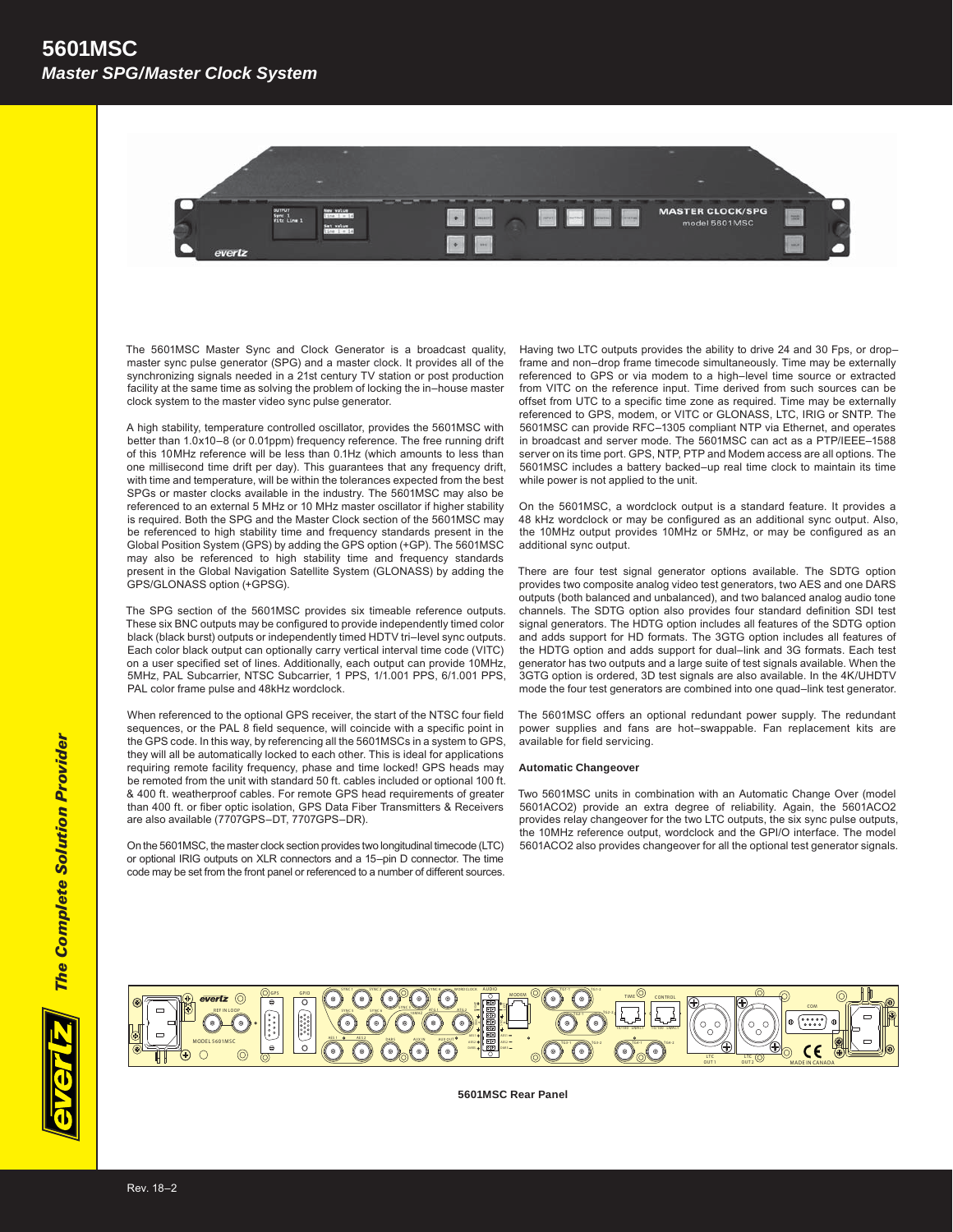# 5601MSC

## *Master SPG/Master Clock System*

The 5601MSC Master Sync and Clock Generator is a broadcast quality, master sync pulse generator (SPG) and a master clock. It provides all of the synchronizing signals needed in a 21st century TV station or post production facility at the same time as solving the problem of locking the in–house master clock system to the master video sync pulse generator.

A high stability, temperature controlled oscillator, provides the 5601MSC with better than 1.0x10–8 (or 0.01ppm) frequency reference. The free running drift of this 10MHz reference will be less than 0.1Hz (which amounts to less than one millisecond time drift per day). This guarantees that any frequency drift, with time and temperature, will be within the tolerances expected from the best SPGs or master clocks available in the industry. The 5601MSC may also be referenced to an external 5 MHz or 10 MHz master oscillator if higher stability is required. Both the SPG and the Master Clock section of the 5601MSC may be referenced to high stability time and frequency standards present in the Global Position System (GPS) by adding the GPS option (+GP). The 5601MSC may also be referenced to high stability time and frequency standards present in the Global Navigation Satellite System (GLONASS) by adding the GPS/GLONASS option (+GPSG).

The SPG section of the 5601MSC provides six timeable reference outputs. These six BNC outputs may be configured to provide independently timed color black (black burst) outputs or independently timed HDTV tri–level sync outputs. Each color black output can optionally carry vertical interval time code (VITC) on a user specified set of lines. Additionally, each output can provide 10MHz, 5MHz, PAL Subcarrier, NTSC Subcarrier, 1 PPS, 1/1.001 PPS, 6/1.001 PPS, PAL color frame pulse and 48kHz wordclock.

When referenced to the optional GPS receiver, the start of the NTSC four field sequences, or the PAL 8 field sequence, will coincide with a specific point in the GPS code. In this way, by referencing all the 5601MSCs in a system to GPS, they will all be automatically locked to each other. This is ideal for applications requiring remote facility frequency, phase and time locked! GPS heads may be remoted from the unit with standard 50 ft. cables included or optional 100 ft. & 400 ft. weatherproof cables. For remote GPS head requirements of greater than 400 ft. or fiber optic isolation, GPS Data Fiber Transmitters & Receivers are also available (7707GPS–DT, 7707GPS–DR).

On the 5601MSC, the master clock section provides two longitudinal timecode (LTC) or optional IRIG outputs on XLR connectors and a 15–pin D connector. The time code may be set from the front panel or referenced to a number of different sources.

Having two LTC outputs provides the ability to drive 24 and 30 Fps, or drop–frame and non–drop frame timecode simultaneously. Time may be externally referenced to GPS or via modem to a high–level time source or extracted from VITC on the reference input. Time derived from such sources can be offset from UTC to a specific time zone as required. Time may be externally referenced to GPS, modem, or VITC or GLONASS, LTC, IRIG or SNTP. The 5601MSC can provide RFC–1305 compliant NTP via Ethernet, and operates in broadcast and server mode. The 5601MSC can act as a PTP/IEEE–1588 server on its time port. GPS, NTP, PTP and Modem access are all options. The 5601MSC includes a battery backed–up real time clock to maintain its time while power is not applied to the unit.

On the 5601MSC, a wordclock output is a standard feature. It provides a 48 kHz wordclock or may be configured as an additional sync output. Also, the 10MHz output provides 10MHz or 5MHz, or may be configured as an additional sync output.

There are four test signal generator options available. The SDTG option provides two composite analog video test generators, two AES and one DARS outputs (both balanced and unbalanced), and two balanced analog audio tone channels. The SDTG option also provides four standard definition SDI test signal generators. The HDTG option includes all features of the SDTG option and adds support for HD formats. The 3GTG option includes all features of the HDTG option and adds support for dual–link and 3G formats. Each test generator has two outputs and a large suite of test signals available. When the 3GTG option is ordered, 3D test signals are also available. In the 4K/UHDTV mode the four test generators are combined into one quad–link test generator.

The 5601MSC offers an optional redundant power supply. The redundant power supplies and fans are hot–swappable. Fan replacement kits are available for field servicing.

### Automatic Changeover

Two 5601MSC units in combination with an Automatic Change Over (model 5601ACO2) provide an extra degree of reliability. Again, the 5601ACO2 provides relay changeover for the two LTC outputs, the six sync pulse outputs, the 10MHz reference output, wordclock and the GPI/O interface. The model 5601ACO2 also provides changeover for all the optional test generator signals.

**5601MSC Rear Panel**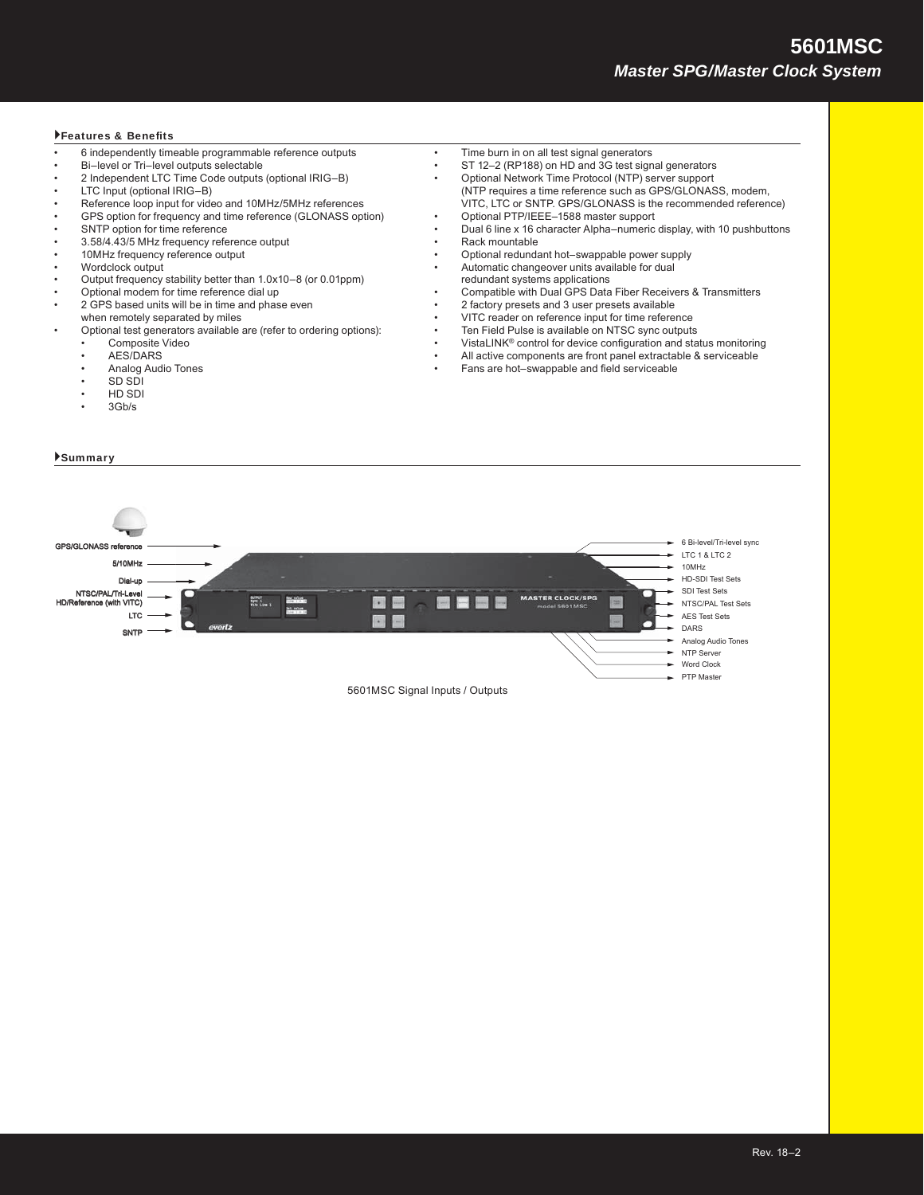# 5601MSC

## *Master SPG/Master Clock System*

### Features & Benefits

- 6 independently timeable programmable reference outputs
- Bi–level or Tri–level outputs selectable
- 2 Independent LTC Time Code outputs (optional IRIG–B)
- LTC Input (optional IRIG–B)
- Reference loop input for video and 10MHz/5MHz references
- GPS option for frequency and time reference (GLONASS option)
- SNTP option for time reference
- 3.58/4.43/5 MHz frequency reference output
- 10MHz frequency reference output
- Wordclock output
- Output frequency stability better than 1.0x10–8 (or 0.01ppm)
- Optional modem for time reference dial up
- 2 GPS based units will be in time and phase even when remotely separated by miles
- Optional test generators available are (refer to ordering options):
  - Composite Video
  - AES/DARS
  - Analog Audio Tones
  - SD SDI
  - HD SDI
  - 3Gb/s
- Time burn in on all test signal generators
- ST 12–2 (RP188) on HD and 3G test signal generators
- Optional Network Time Protocol (NTP) server support (NTP requires a time reference such as GPS/GLONASS, modem, VITC, LTC or SNTP. GPS/GLONASS is the recommended reference)
- Optional PTP/IEEE–1588 master support
- Dual 6 line x 16 character Alpha–numeric display, with 10 pushbuttons
- Rack mountable
- Optional redundant hot–swappable power supply
- Automatic changeover units available for dual redundant systems applications
- Compatible with Dual GPS Data Fiber Receivers & Transmitters
- 2 factory presets and 3 user presets available
- VITC reader on reference input for time reference
- Ten Field Pulse is available on NTSC sync outputs
- VistaLINK® control for device configuration and status monitoring
- All active components are front panel extractable & serviceable
- Fans are hot–swappable and field serviceable

### Summary

Inputs: GPS/GLONASS reference; 5/10MHz; Dial-up; NTSC/PAL/Tri-Level HD/Reference (with VITC); LTC; SNTP

Outputs: 6 Bi-level/Tri-level sync; LTC 1 & LTC 2; 10MHz; HD-SDI Test Sets; SDI Test Sets; NTSC/PAL Test Sets; AES Test Sets; DARS; Analog Audio Tones; NTP Server; Word Clock; PTP Master

5601MSC Signal Inputs / Outputs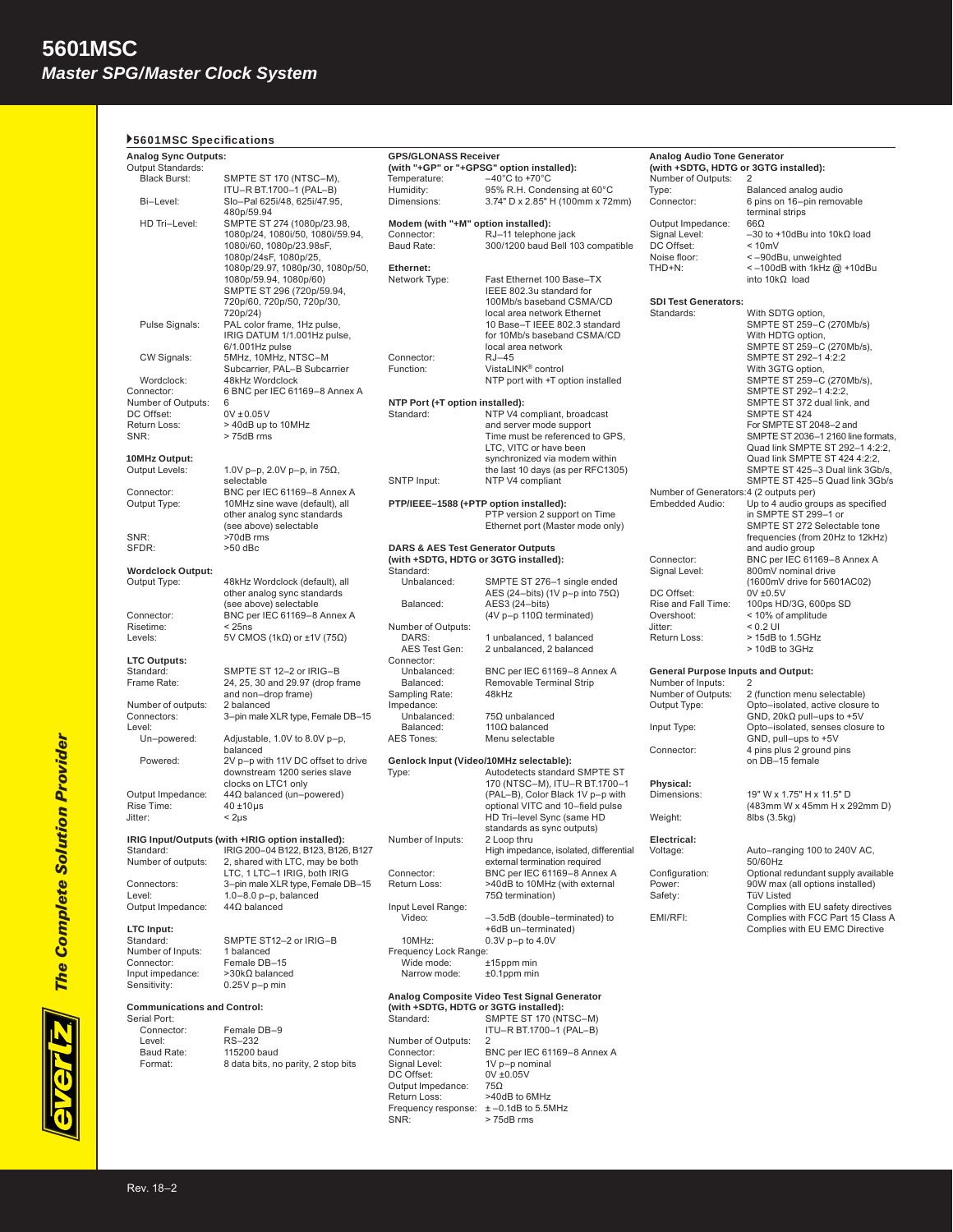# 5601MSC

## *Master SPG/Master Clock System*

### 5601MSC Specifications

**Analog Sync Outputs:**

| | |
|---|---|
| Output Standards: | |
| Black Burst: | SMPTE ST 170 (NTSC–M), ITU–R BT.1700–1 (PAL–B) |
| Bi–Level: | Slo–Pal 625i/48, 625i/47.95, 480p/59.94 |
| HD Tri–Level: | SMPTE ST 274 (1080p/23.98, 1080p/24, 1080i/50, 1080i/59.94, 1080i/60, 1080p/23.98sF, 1080p/24sF, 1080p/25, 1080p/29.97, 1080p/30, 1080p/50, 1080p/59.94, 1080p/60) SMPTE ST 296 (720p/59.94, 720p/60, 720p/50, 720p/30, 720p/24) |
| Pulse Signals: | PAL color frame, 1Hz pulse, IRIG DATUM 1/1.001Hz pulse, 6/1.001Hz pulse |
| CW Signals: | 5MHz, 10MHz, NTSC–M Subcarrier, PAL–B Subcarrier |
| Wordclock: | 48kHz Wordclock |
| Connector: | 6 BNC per IEC 61169–8 Annex A |
| Number of Outputs: | 6 |
| DC Offset: | 0V ±0.05V |
| Return Loss: | > 40dB up to 10MHz |
| SNR: | > 75dB rms |

**10MHz Output:**

| | |
|---|---|
| Output Levels: | 1.0V p–p, 2.0V p–p, in 75Ω, selectable |
| Connector: | BNC per IEC 61169–8 Annex A |
| Output Type: | 10MHz sine wave (default), all other analog sync standards (see above) selectable |
| SNR: | >70dB rms |
| SFDR: | >50 dBc |

**Wordclock Output:**

| | |
|---|---|
| Output Type: | 48kHz Wordclock (default), all other analog sync standards (see above) selectable |
| Connector: | BNC per IEC 61169–8 Annex A |
| Risetime: | < 25ns |
| Levels: | 5V CMOS (1kΩ) or ±1V (75Ω) |

**LTC Outputs:**

| | |
|---|---|
| Standard: | SMPTE ST 12–2 or IRIG–B |
| Frame Rate: | 24, 25, 30 and 29.97 (drop frame and non–drop frame) |
| Number of outputs: | 2 balanced |
| Connectors: | 3–pin male XLR type, Female DB–15 |
| Level: | |
| Un–powered: | Adjustable, 1.0V to 8.0V p–p, balanced |
| Powered: | 2V p–p with 11V DC offset to drive downstream 1200 series slave clocks on LTC1 only |
| Output Impedance: | 44Ω balanced (un–powered) |
| Rise Time: | 40 ±10µs |
| Jitter: | < 2µs |

**IRIG Input/Outputs (with +IRIG option installed):**

| | |
|---|---|
| Standard: | IRIG 200–04 B122, B123, B126, B127 |
| Number of outputs: | 2, shared with LTC, may be both LTC, 1 LTC–1 IRIG, both IRIG |
| Connectors: | 3–pin male XLR type, Female DB–15 |
| Level: | 1.0–8.0 p–p, balanced |
| Output Impedance: | 44Ω balanced |

**LTC Input:**

| | |
|---|---|
| Standard: | SMPTE ST12–2 or IRIG–B |
| Number of Inputs: | 1 balanced |
| Connector: | Female DB–15 |
| Input impedance: | >30kΩ balanced |
| Sensitivity: | 0.25V p–p min |

**Communications and Control:**

| | |
|---|---|
| Serial Port: | |
| Connector: | Female DB–9 |
| Level: | RS–232 |
| Baud Rate: | 115200 baud |
| Format: | 8 data bits, no parity, 2 stop bits |

**GPS/GLONASS Receiver (with "+GP" or "+GPSG" option installed):**

| | |
|---|---|
| Temperature: | –40°C to +70°C |
| Humidity: | 95% R.H. Condensing at 60°C |
| Dimensions: | 3.74" D x 2.85" H (100mm x 72mm) |

**Modem (with "+M" option installed):**

| | |
|---|---|
| Connector: | RJ–11 telephone jack |
| Baud Rate: | 300/1200 baud Bell 103 compatible |

**Ethernet:**

| | |
|---|---|
| Network Type: | Fast Ethernet 100 Base–TX IEEE 802.3u standard for 100Mb/s baseband CSMA/CD local area network Ethernet 10 Base–T IEEE 802.3 standard for 10Mb/s baseband CSMA/CD local area network |
| Connector: | RJ–45 |
| Function: | VistaLINK® control NTP port with +T option installed |

**NTP Port (+T option installed):**

| | |
|---|---|
| Standard: | NTP V4 compliant, broadcast and server mode support Time must be referenced to GPS, LTC, VITC or have been synchronized via modem within the last 10 days (as per RFC1305) |
| SNTP Input: | NTP V4 compliant |

**PTP/IEEE–1588 (+PTP option installed):**

PTP version 2 support on Time Ethernet port (Master mode only)

**DARS & AES Test Generator Outputs (with +SDTG, HDTG or 3GTG installed):**

| | |
|---|---|
| Standard: | |
| Unbalanced: | SMPTE ST 276–1 single ended AES (24–bits) (1V p–p into 75Ω) |
| Balanced: | AES3 (24–bits) (4V p–p 110Ω terminated) |
| Number of Outputs: | |
| DARS: | 1 unbalanced, 1 balanced |
| AES Test Gen: | 2 unbalanced, 2 balanced |
| Connector: | |
| Unbalanced: | BNC per IEC 61169–8 Annex A |
| Balanced: | Removable Terminal Strip |
| Sampling Rate: | 48kHz |
| Impedance: | |
| Unbalanced: | 75Ω unbalanced |
| Balanced: | 110Ω balanced |
| AES Tones: | Menu selectable |

**Genlock Input (Video/10MHz selectable):**

| | |
|---|---|
| Type: | Autodetects standard SMPTE ST 170 (NTSC–M), ITU–R BT.1700–1 (PAL–B), Color Black 1V p–p with optional VITC and 10–field pulse HD Tri–level Sync (same HD standards as sync outputs) |
| Number of Inputs: | 2 Loop thru High impedance, isolated, differential external termination required |
| Connector: | BNC per IEC 61169–8 Annex A |
| Return Loss: | >40dB to 10MHz (with external 75Ω termination) |
| Input Level Range: | |
| Video: | –3.5dB (double–terminated) to +6dB un–terminated) |
| 10MHz: | 0.3V p–p to 4.0V |
| Frequency Lock Range: | |
| Wide mode: | ±15ppm min |
| Narrow mode: | ±0.1ppm min |

**Analog Composite Video Test Signal Generator (with +SDTG, HDTG or 3GTG installed):**

| | |
|---|---|
| Standard: | SMPTE ST 170 (NTSC–M) ITU–R BT.1700–1 (PAL–B) |
| Number of Outputs: | 2 |
| Connector: | BNC per IEC 61169–8 Annex A |
| Signal Level: | 1V p–p nominal |
| DC Offset: | 0V ±0.05V |
| Output Impedance: | 75Ω |
| Return Loss: | >40dB to 6MHz |
| Frequency response: | ± –0.1dB to 5.5MHz |
| SNR: | > 75dB rms |

**Analog Audio Tone Generator (with +SDTG, HDTG or 3GTG installed):**

| | |
|---|---|
| Number of Outputs: | 2 |
| Type: | Balanced analog audio |
| Connector: | 6 pins on 16–pin removable terminal strips |
| Output Impedance: | 66Ω |
| Signal Level: | –30 to +10dBu into 10kΩ load |
| DC Offset: | < 10mV |
| Noise floor: | < –90dBu, unweighted |
| THD+N: | < –100dB with 1kHz @ +10dBu into 10kΩ load |

**SDI Test Generators:**

| | |
|---|---|
| Standards: | With SDTG option, SMPTE ST 259–C (270Mb/s) With HDTG option, SMPTE ST 259–C (270Mb/s), SMPTE ST 292–1 4:2:2 With 3GTG option, SMPTE ST 259–C (270Mb/s), SMPTE ST 292–1 4:2:2, SMPTE ST 372 dual link, and SMPTE ST 424 For SMPTE ST 2048–2 and SMPTE ST 2036–1 2160 line formats, Quad link SMPTE ST 292–1 4:2:2, Quad link SMPTE ST 424 4:2:2, SMPTE ST 425–3 Dual link 3Gb/s, SMPTE ST 425–5 Quad link 3Gb/s |
| Number of Generators: | 4 (2 outputs per) |
| Embedded Audio: | Up to 4 audio groups as specified in SMPTE ST 299–1 or SMPTE ST 272 Selectable tone frequencies (from 20Hz to 12kHz) and audio group |
| Connector: | BNC per IEC 61169–8 Annex A |
| Signal Level: | 800mV nominal drive (1600mV drive for 5601AC02) |
| DC Offset: | 0V ±0.5V |
| Rise and Fall Time: | 100ps HD/3G, 600ps SD |
| Overshoot: | < 10% of amplitude |
| Jitter: | < 0.2 UI |
| Return Loss: | > 15dB to 1.5GHz > 10dB to 3GHz |

**General Purpose Inputs and Output:**

| | |
|---|---|
| Number of Inputs: | 2 |
| Number of Outputs: | 2 (function menu selectable) |
| Output Type: | Opto–isolated, active closure to GND, 20kΩ pull–ups to +5V |
| Input Type: | Opto–isolated, senses closure to GND, pull–ups to +5V |
| Connector: | 4 pins plus 2 ground pins on DB–15 female |

**Physical:**

| | |
|---|---|
| Dimensions: | 19" W x 1.75" H x 11.5" D (483mm W x 45mm H x 292mm D) |
| Weight: | 8lbs (3.5kg) |

**Electrical:**

| | |
|---|---|
| Voltage: | Auto–ranging 100 to 240V AC, 50/60Hz |
| Configuration: | Optional redundant supply available |
| Power: | 90W max (all options installed) |
| Safety: | TüV Listed Complies with EU safety directives |
| EMI/RFI: | Complies with FCC Part 15 Class A Complies with EU EMC Directive |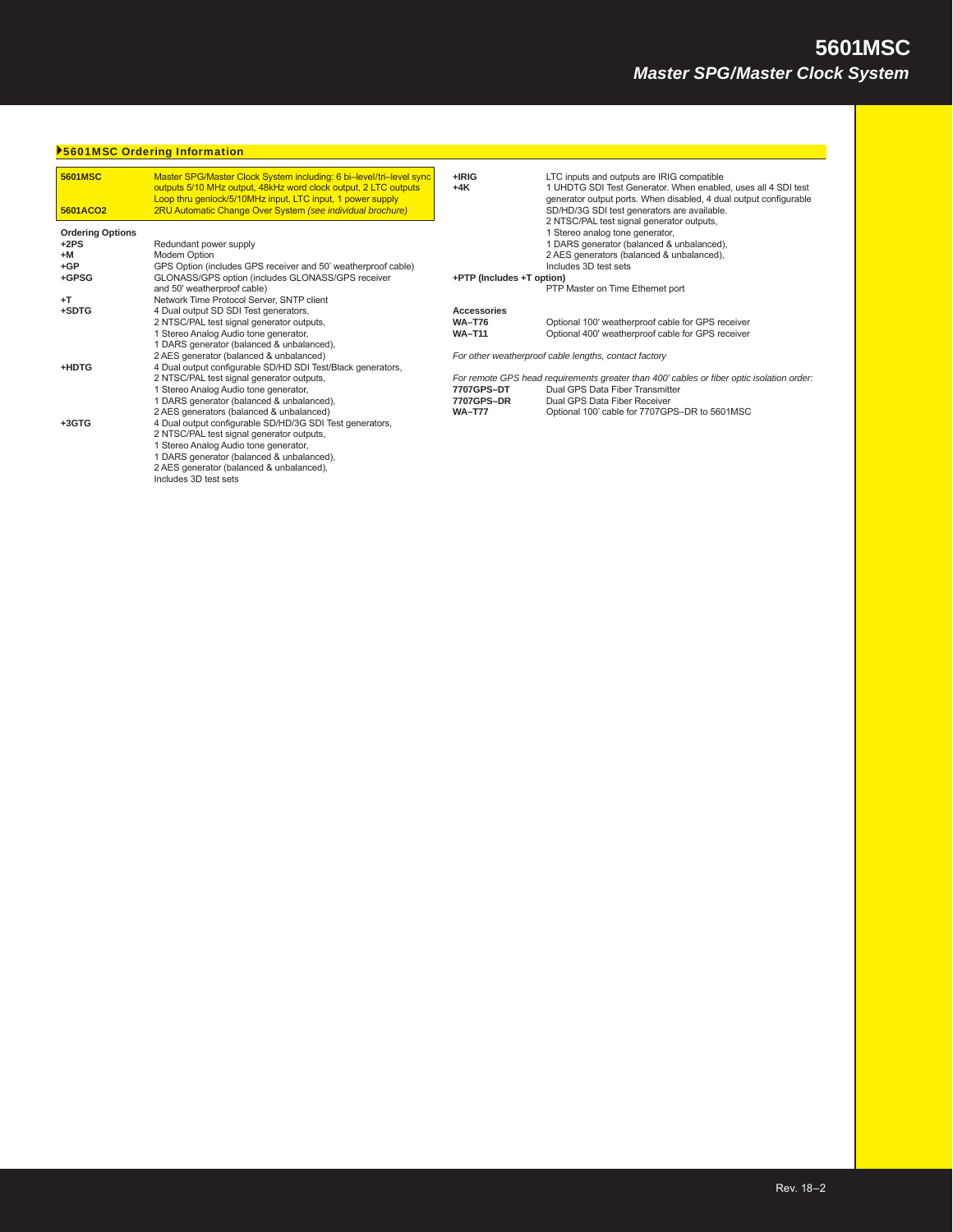# 5601MSC

## Master SPG/Master Clock System

### 5601MSC Ordering Information

| | |
|---|---|
| **5601MSC** | Master SPG/Master Clock System including: 6 bi–level/tri–level sync outputs 5/10 MHz output, 48kHz word clock output, 2 LTC outputs Loop thru genlock/5/10MHz input, LTC input, 1 power supply |
| **5601ACO2** | 2RU Automatic Change Over System *(see individual brochure)* |

**Ordering Options**

| | |
|---|---|
| **+2PS** | Redundant power supply |
| **+M** | Modem Option |
| **+GP** | GPS Option (includes GPS receiver and 50' weatherproof cable) |
| **+GPSG** | GLONASS/GPS option (includes GLONASS/GPS receiver and 50' weatherproof cable) |
| **+T** | Network Time Protocol Server, SNTP client |
| **+SDTG** | 4 Dual output SD SDI Test generators, 2 NTSC/PAL test signal generator outputs, 1 Stereo Analog Audio tone generator, 1 DARS generator (balanced & unbalanced), 2 AES generator (balanced & unbalanced) |
| **+HDTG** | 4 Dual output configurable SD/HD SDI Test/Black generators, 2 NTSC/PAL test signal generator outputs, 1 Stereo Analog Audio tone generator, 1 DARS generator (balanced & unbalanced), 2 AES generators (balanced & unbalanced) |
| **+3GTG** | 4 Dual output configurable SD/HD/3G SDI Test generators, 2 NTSC/PAL test signal generator outputs, 1 Stereo Analog Audio tone generator, 1 DARS generator (balanced & unbalanced), 2 AES generator (balanced & unbalanced), Includes 3D test sets |
| **+IRIG** | LTC inputs and outputs are IRIG compatible |
| **+4K** | 1 UHDTG SDI Test Generator. When enabled, uses all 4 SDI test generator output ports. When disabled, 4 dual output configurable SD/HD/3G SDI test generators are available. 2 NTSC/PAL test signal generator outputs, 1 Stereo analog tone generator, 1 DARS generator (balanced & unbalanced), 2 AES generators (balanced & unbalanced), Includes 3D test sets |
| **+PTP (Includes +T option)** | PTP Master on Time Ethernet port |

**Accessories**

| | |
|---|---|
| **WA–T76** | Optional 100' weatherproof cable for GPS receiver |
| **WA–T11** | Optional 400' weatherproof cable for GPS receiver |

*For other weatherproof cable lengths, contact factory*

*For remote GPS head requirements greater than 400' cables or fiber optic isolation order:*

| | |
|---|---|
| **7707GPS–DT** | Dual GPS Data Fiber Transmitter |
| **7707GPS–DR** | Dual GPS Data Fiber Receiver |
| **WA–T77** | Optional 100' cable for 7707GPS–DR to 5601MSC |

Rev. 18–2